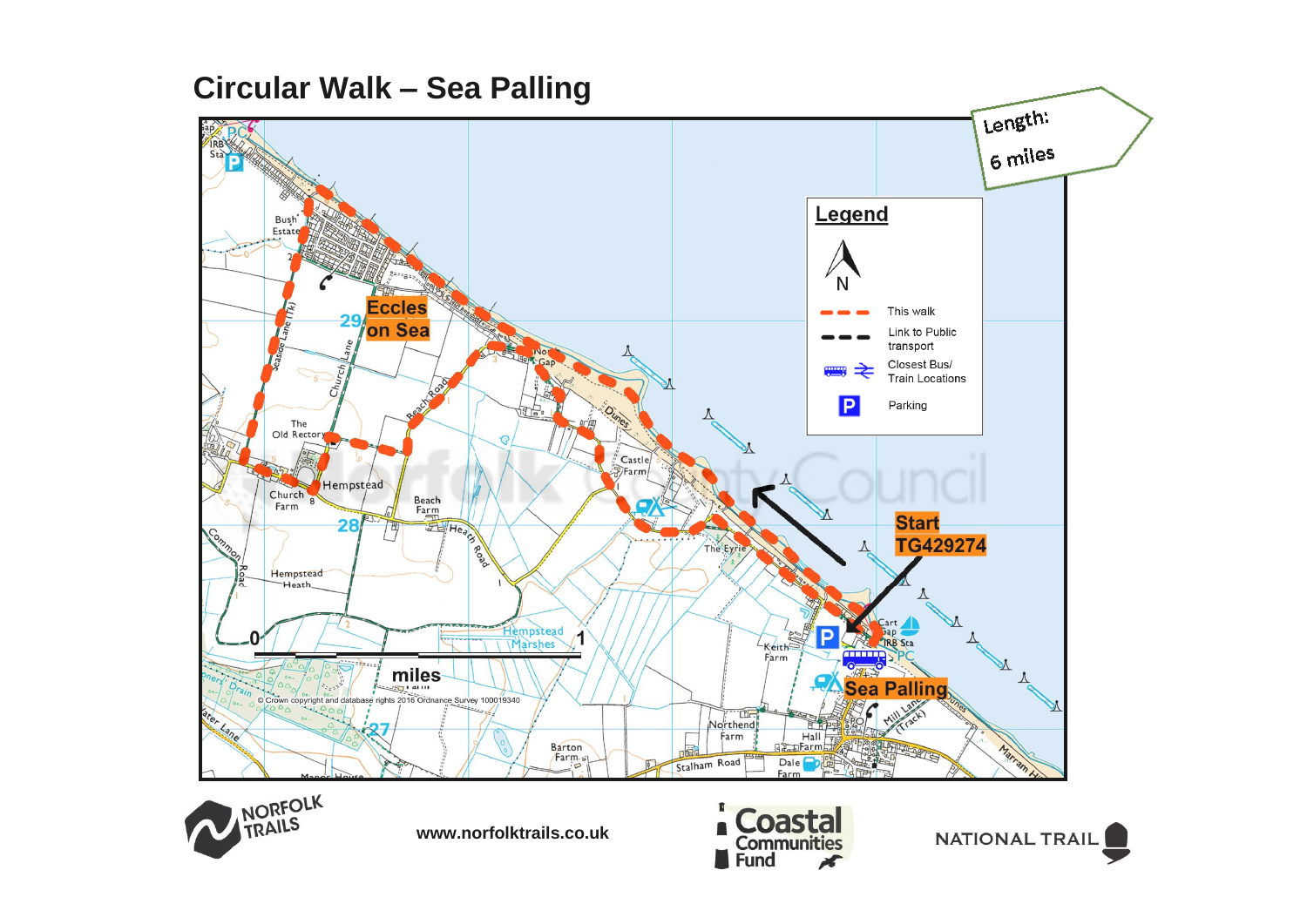# Circular Walk – Sea Palling

Length: 6 miles

**Legend**

N

- This walk
- Link to Public transport
- Closest Bus/ Train Locations
- Parking

**Start TG429274**

Eccles on Sea

Sea Palling

Hempstead

Beach Road

Church Lane

Seaside Lane (Tk)

The Old Rectory

Church Farm

Beach Farm

Heath Road

Hempstead Heath

Common Road

Hempstead Marshes

Castle Farm

The Eyrie

Dunes

North Gap

Bush Estate

Keith Farm

Northend Farm

Hall Farm

Barton Farm

Dale Farm

Stalham Road

Mill Lane (Track)

Cart Gap

IRB Sta

PC

Marram Hills

0 miles 1

© Crown copyright and database rights 2016 Ordnance Survey 100019340

www.norfolktrails.co.uk

NORFOLK TRAILS

Coastal Communities Fund

NATIONAL TRAIL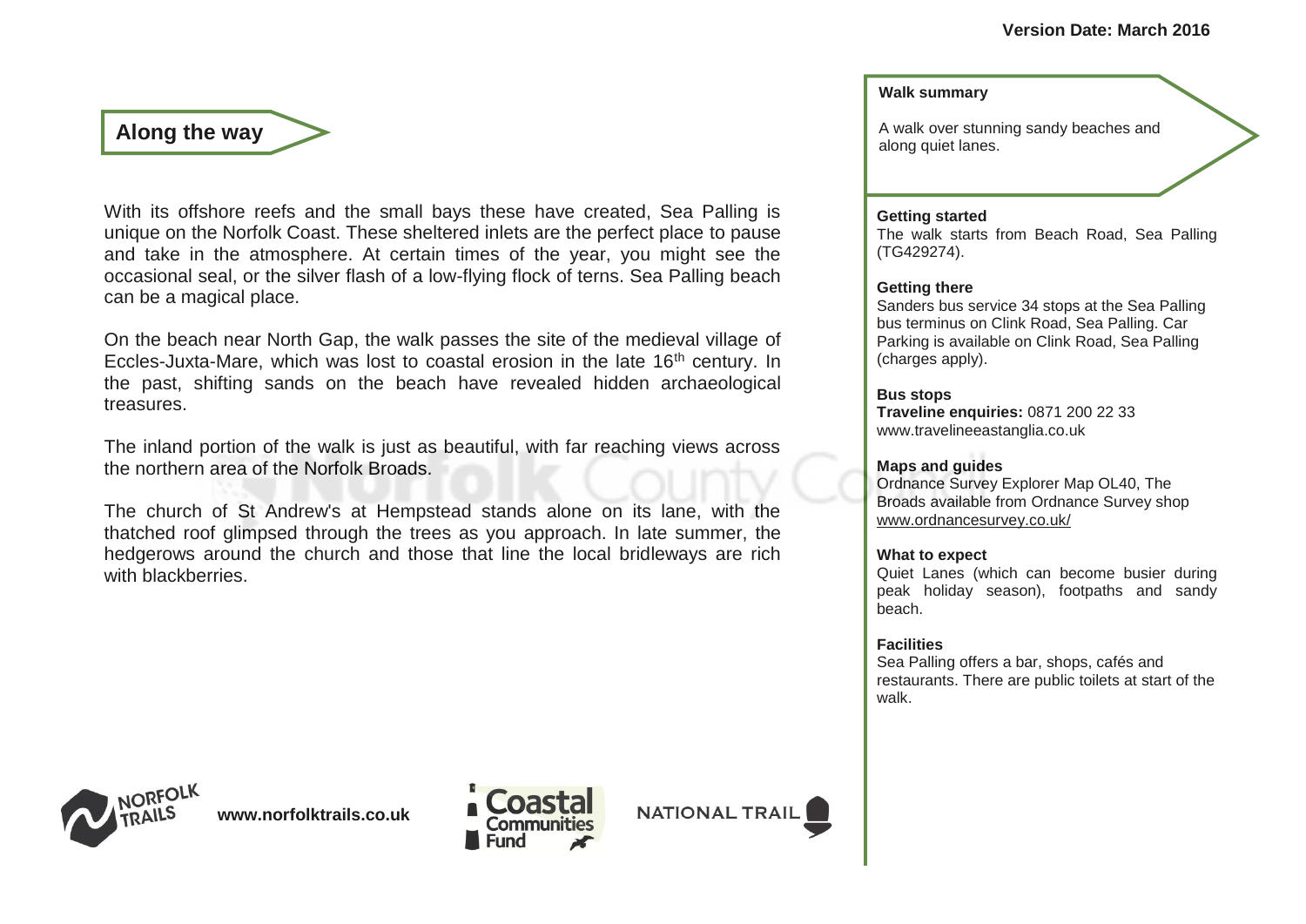## Along the way

With its offshore reefs and the small bays these have created, Sea Palling is unique on the Norfolk Coast. These sheltered inlets are the perfect place to pause and take in the atmosphere. At certain times of the year, you might see the occasional seal, or the silver flash of a low-flying flock of terns. Sea Palling beach can be a magical place.

On the beach near North Gap, the walk passes the site of the medieval village of Eccles-Juxta-Mare, which was lost to coastal erosion in the late 16th century. In the past, shifting sands on the beach have revealed hidden archaeological treasures.

The inland portion of the walk is just as beautiful, with far reaching views across the northern area of the Norfolk Broads.

The church of St Andrew's at Hempstead stands alone on its lane, with the thatched roof glimpsed through the trees as you approach. In late summer, the hedgerows around the church and those that line the local bridleways are rich with blackberries.

www.norfolktrails.co.uk

**Walk summary**

A walk over stunning sandy beaches and along quiet lanes.

**Getting started**
The walk starts from Beach Road, Sea Palling (TG429274).

**Getting there**
Sanders bus service 34 stops at the Sea Palling bus terminus on Clink Road, Sea Palling. Car Parking is available on Clink Road, Sea Palling (charges apply).

**Bus stops**
**Traveline enquiries:** 0871 200 22 33
www.travelineeastanglia.co.uk

**Maps and guides**
Ordnance Survey Explorer Map OL40, The Broads available from Ordnance Survey shop www.ordnancesurvey.co.uk/

**What to expect**
Quiet Lanes (which can become busier during peak holiday season), footpaths and sandy beach.

**Facilities**
Sea Palling offers a bar, shops, cafés and restaurants. There are public toilets at start of the walk.